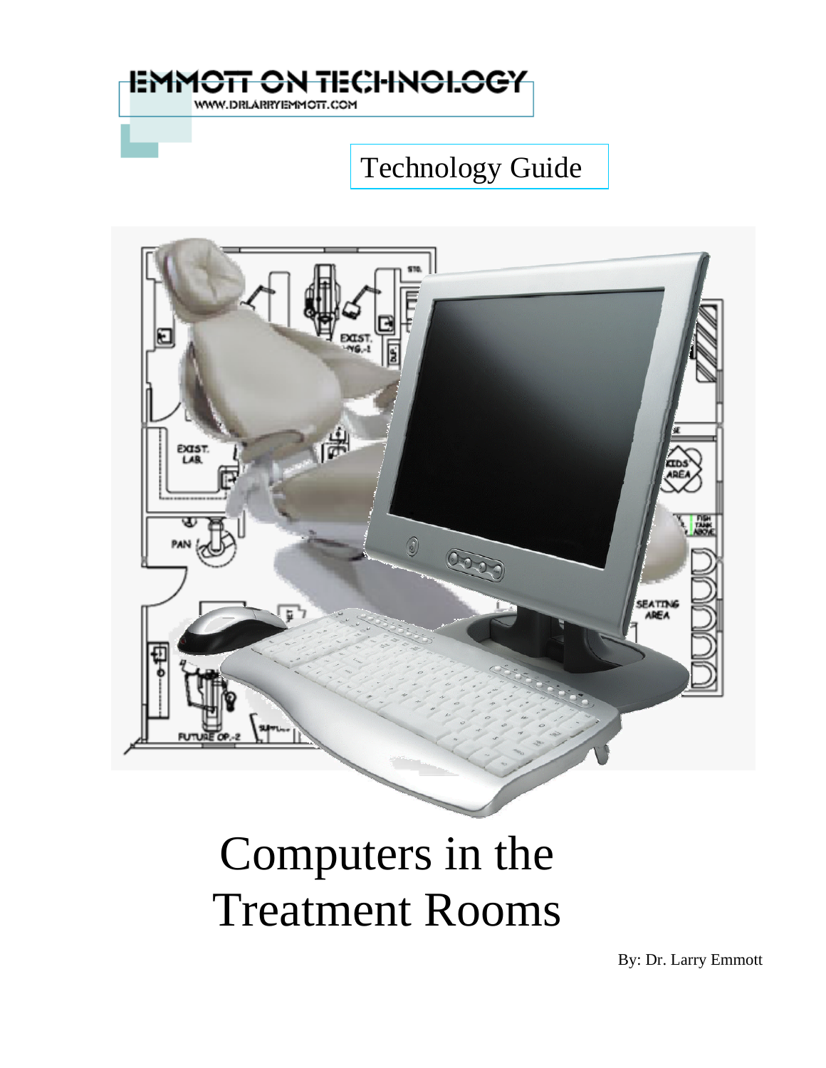EMMOTT ON TECHNOLOGY

WWW.DRLARRYEMMOTT.COM

Technology Guide

# Computers in the Treatment Rooms

By: Dr. Larry Emmott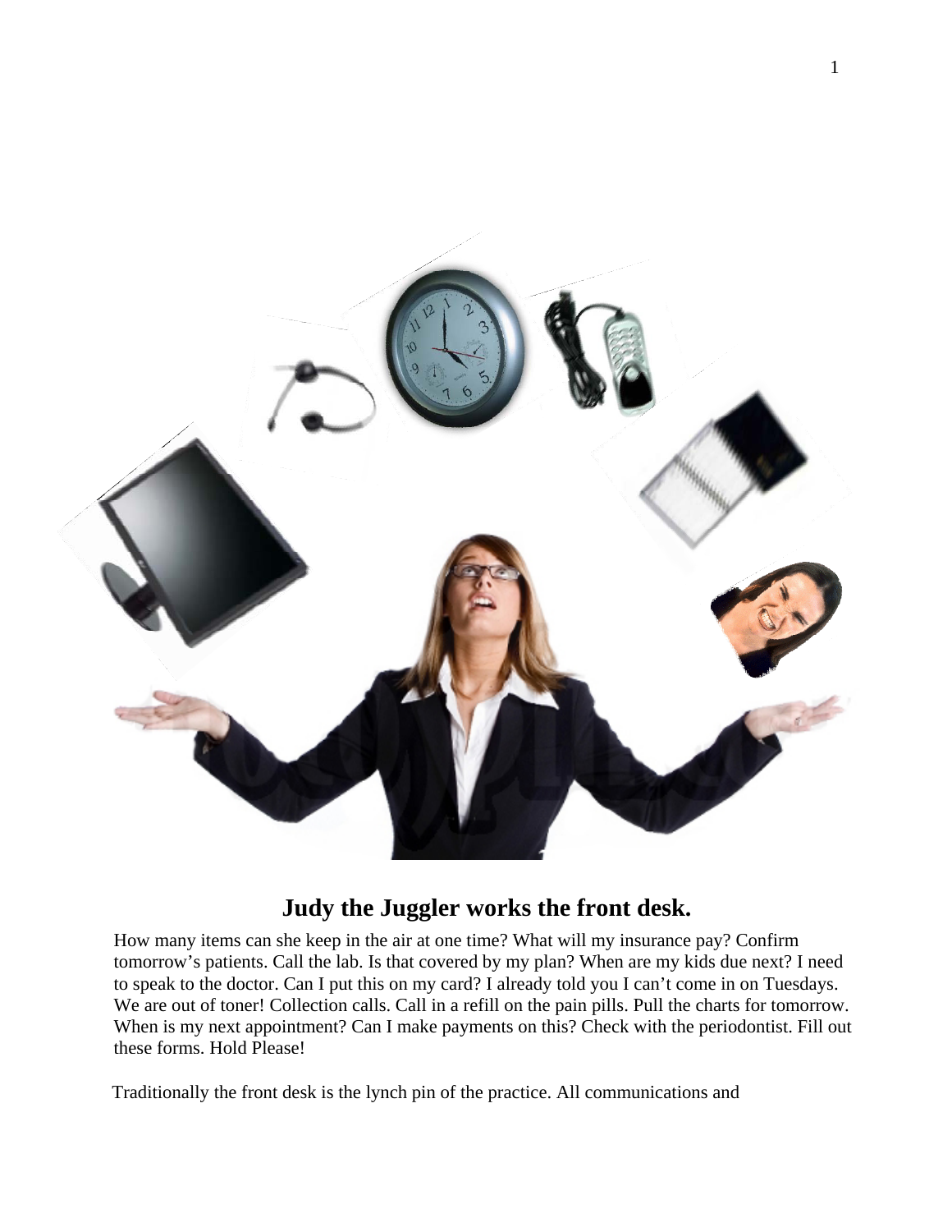## Judy the Juggler works the front desk.

How many items can she keep in the air at one time? What will my insurance pay? Confirm tomorrow's patients. Call the lab. Is that covered by my plan? When are my kids due next? I need to speak to the doctor. Can I put this on my card? I already told you I can't come in on Tuesdays. We are out of toner! Collection calls. Call in a refill on the pain pills. Pull the charts for tomorrow. When is my next appointment? Can I make payments on this? Check with the periodontist. Fill out these forms. Hold Please!

Traditionally the front desk is the lynch pin of the practice. All communications and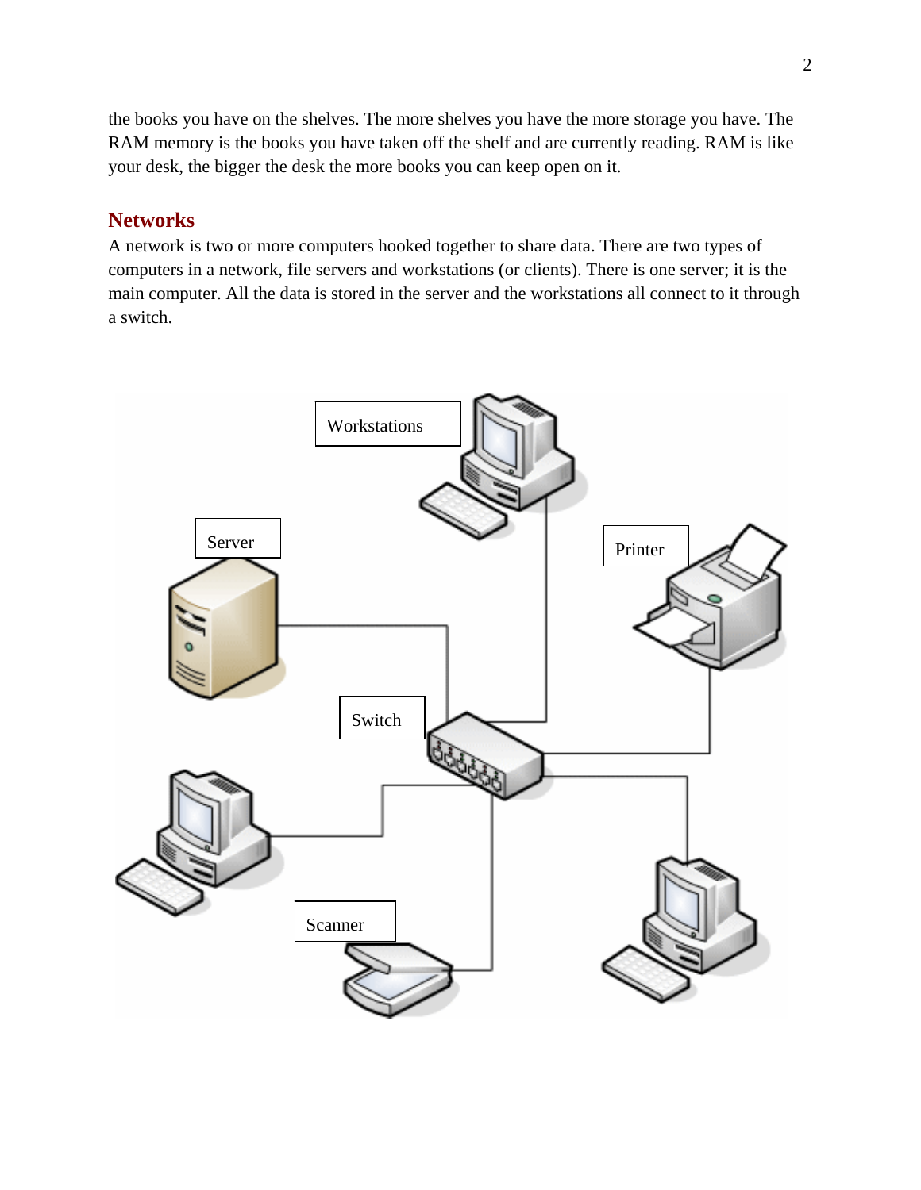the books you have on the shelves. The more shelves you have the more storage you have. The RAM memory is the books you have taken off the shelf and are currently reading. RAM is like your desk, the bigger the desk the more books you can keep open on it.

## Networks

A network is two or more computers hooked together to share data. There are two types of computers in a network, file servers and workstations (or clients). There is one server; it is the main computer. All the data is stored in the server and the workstations all connect to it through a switch.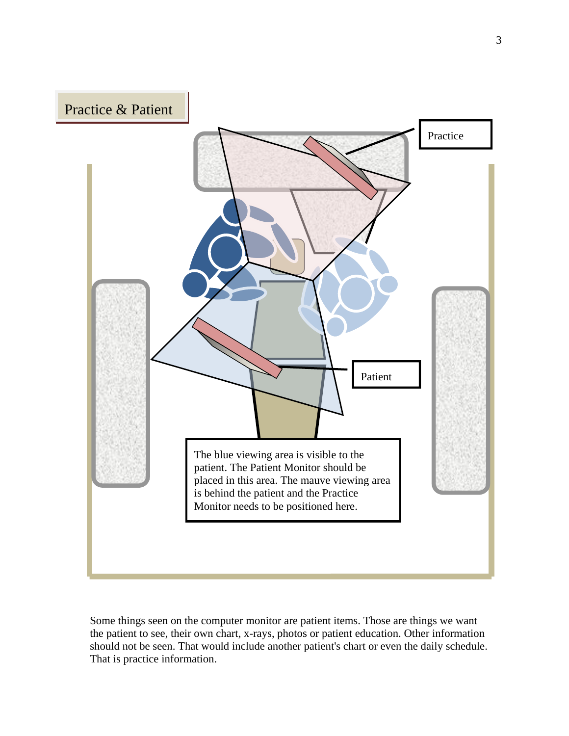## Practice & Patient

Practice

Patient

The blue viewing area is visible to the patient. The Patient Monitor should be placed in this area. The mauve viewing area is behind the patient and the Practice Monitor needs to be positioned here.

Some things seen on the computer monitor are patient items. Those are things we want the patient to see, their own chart, x-rays, photos or patient education. Other information should not be seen. That would include another patient's chart or even the daily schedule. That is practice information.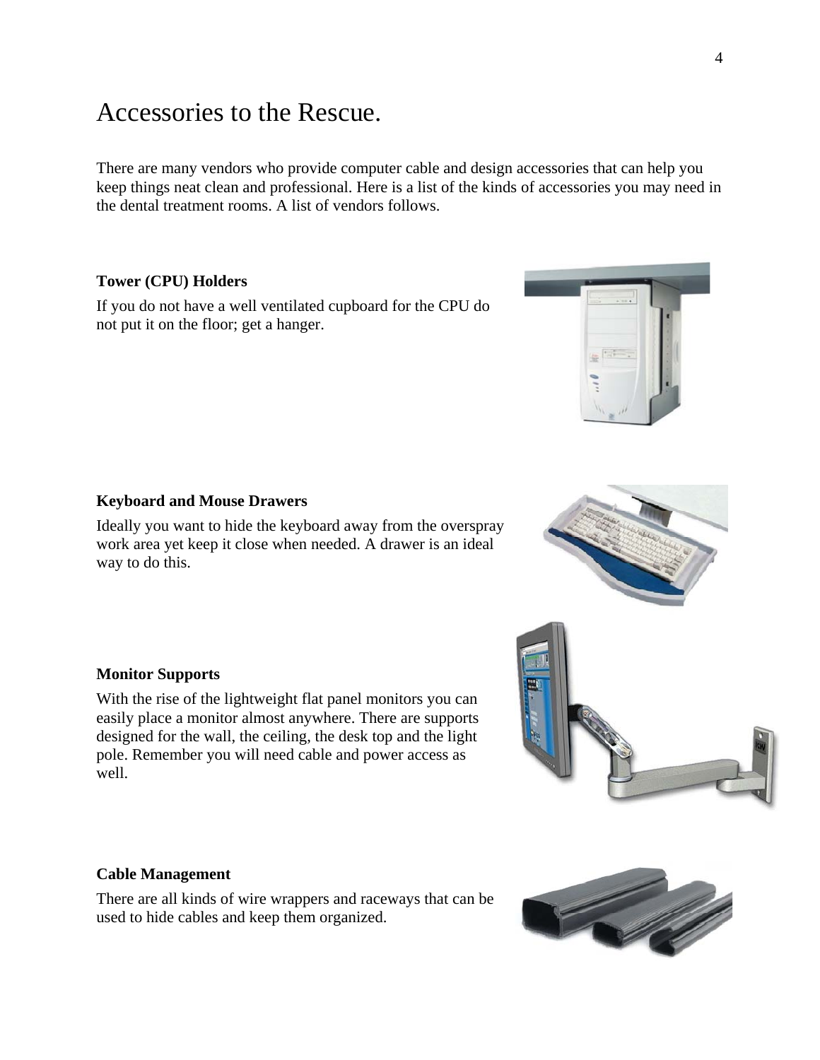# Accessories to the Rescue.

There are many vendors who provide computer cable and design accessories that can help you keep things neat clean and professional. Here is a list of the kinds of accessories you may need in the dental treatment rooms. A list of vendors follows.

**Tower (CPU) Holders**

If you do not have a well ventilated cupboard for the CPU do not put it on the floor; get a hanger.

**Keyboard and Mouse Drawers**

Ideally you want to hide the keyboard away from the overspray work area yet keep it close when needed. A drawer is an ideal way to do this.

**Monitor Supports**

With the rise of the lightweight flat panel monitors you can easily place a monitor almost anywhere. There are supports designed for the wall, the ceiling, the desk top and the light pole. Remember you will need cable and power access as well.

**Cable Management**

There are all kinds of wire wrappers and raceways that can be used to hide cables and keep them organized.